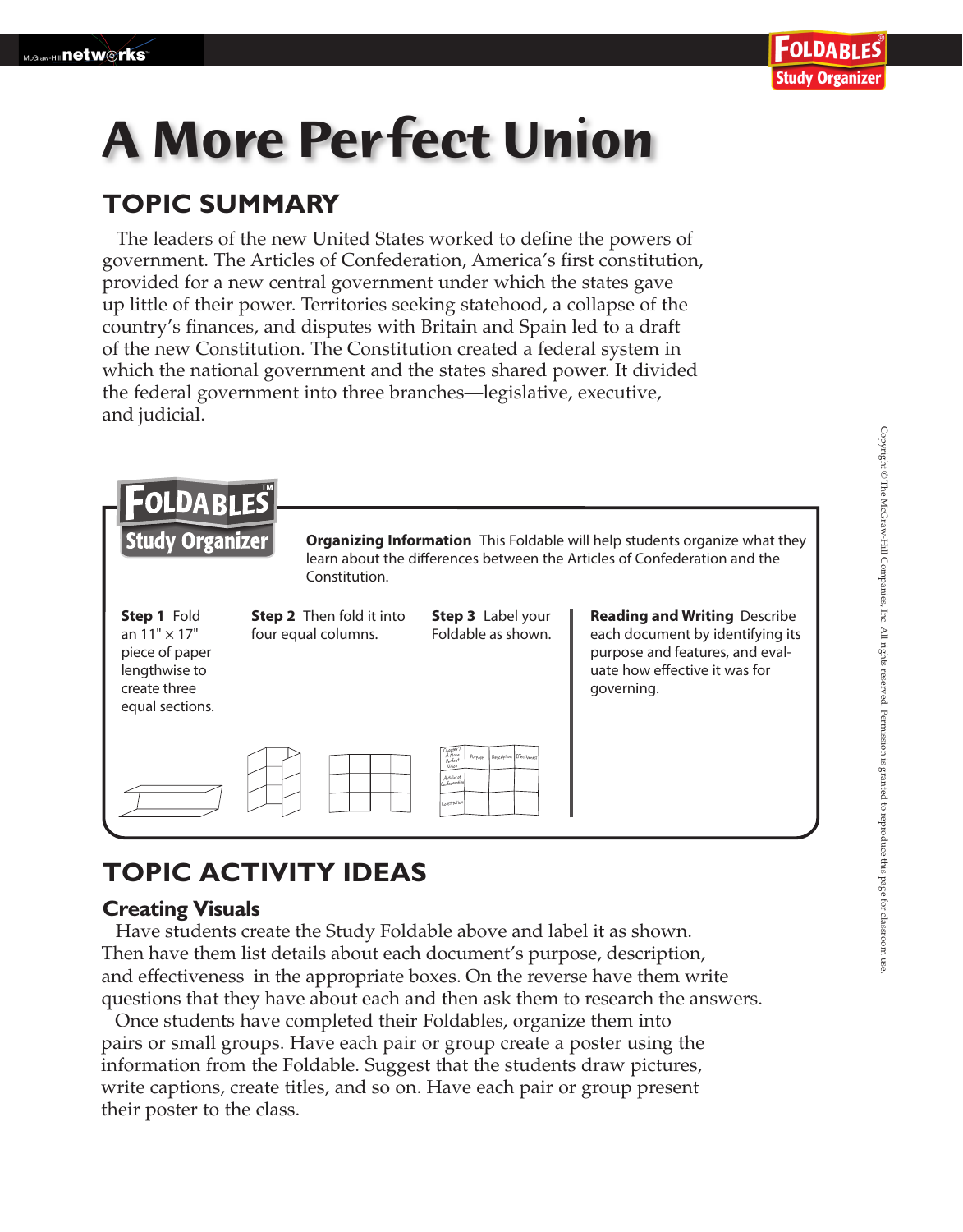# A More Perfect Union

## TOPIC SUMMARY

The leaders of the new United States worked to define the powers of government. The Articles of Confederation, America's first constitution, provided for a new central government under which the states gave up little of their power. Territories seeking statehood, a collapse of the country's finances, and disputes with Britain and Spain led to a draft of the new Constitution. The Constitution created a federal system in which the national government and the states shared power. It divided the federal government into three branches—legislative, executive, and judicial.

**FOLDABLES Study Organizer**

**Organizing Information** This Foldable will help students organize what they learn about the differences between the Articles of Confederation and the Constitution.

**Step 1** Fold an 11" × 17" piece of paper lengthwise to create three equal sections.

**Step 2** Then fold it into four equal columns.

**Step 3** Label your Foldable as shown.

**Reading and Writing** Describe each document by identifying its purpose and features, and evaluate how effective it was for governing.

## TOPIC ACTIVITY IDEAS

### Creating Visuals

Have students create the Study Foldable above and label it as shown. Then have them list details about each document's purpose, description, and effectiveness in the appropriate boxes. On the reverse have them write questions that they have about each and then ask them to research the answers.

Once students have completed their Foldables, organize them into pairs or small groups. Have each pair or group create a poster using the information from the Foldable. Suggest that the students draw pictures, write captions, create titles, and so on. Have each pair or group present their poster to the class.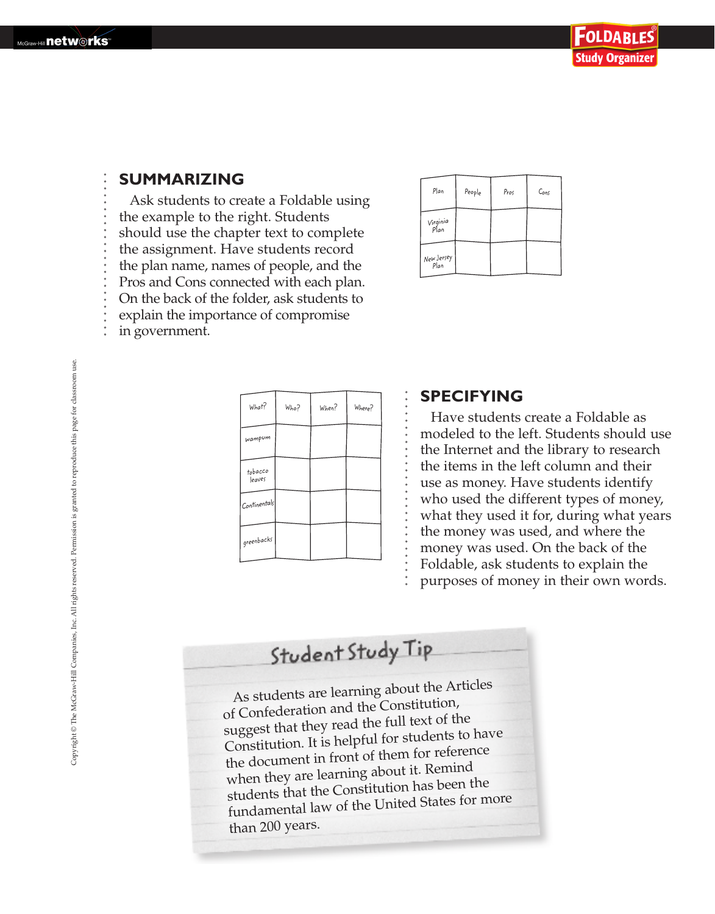## SUMMARIZING

Ask students to create a Foldable using the example to the right. Students should use the chapter text to complete the assignment. Have students record the plan name, names of people, and the Pros and Cons connected with each plan. On the back of the folder, ask students to explain the importance of compromise in government.

| Plan | People | Pros | Cons |
| --- | --- | --- | --- |
| Virginia Plan | | | |
| New Jersey Plan | | | |

| What? | Who? | When? | Where? |
| --- | --- | --- | --- |
| wampum | | | |
| tobacco leaves | | | |
| Continentals | | | |
| greenbacks | | | |

## SPECIFYING

Have students create a Foldable as modeled to the left. Students should use the Internet and the library to research the items in the left column and their use as money. Have students identify who used the different types of money, what they used it for, during what years the money was used, and where the money was used. On the back of the Foldable, ask students to explain the purposes of money in their own words.

### Student Study Tip

As students are learning about the Articles of Confederation and the Constitution, suggest that they read the full text of the Constitution. It is helpful for students to have the document in front of them for reference when they are learning about it. Remind students that the Constitution has been the fundamental law of the United States for more than 200 years.